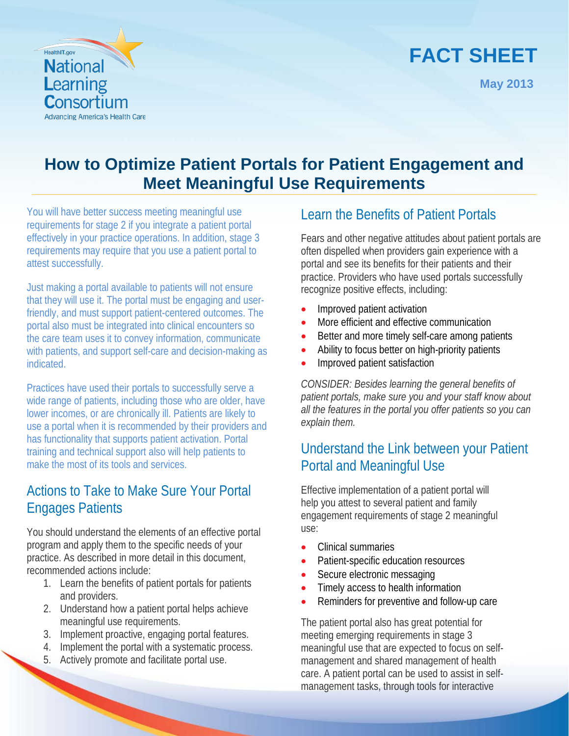HealthIT.gov

**National Learning Consortium**

Advancing America's Health Care

# FACT SHEET

**May 2013**

# How to Optimize Patient Portals for Patient Engagement and Meet Meaningful Use Requirements

You will have better success meeting meaningful use requirements for stage 2 if you integrate a patient portal effectively in your practice operations. In addition, stage 3 requirements may require that you use a patient portal to attest successfully.

Just making a portal available to patients will not ensure that they will use it. The portal must be engaging and user-friendly, and must support patient-centered outcomes. The portal also must be integrated into clinical encounters so the care team uses it to convey information, communicate with patients, and support self-care and decision-making as indicated.

Practices have used their portals to successfully serve a wide range of patients, including those who are older, have lower incomes, or are chronically ill. Patients are likely to use a portal when it is recommended by their providers and has functionality that supports patient activation. Portal training and technical support also will help patients to make the most of its tools and services.

## Actions to Take to Make Sure Your Portal Engages Patients

You should understand the elements of an effective portal program and apply them to the specific needs of your practice. As described in more detail in this document, recommended actions include:

1. Learn the benefits of patient portals for patients and providers.
2. Understand how a patient portal helps achieve meaningful use requirements.
3. Implement proactive, engaging portal features.
4. Implement the portal with a systematic process.
5. Actively promote and facilitate portal use.

## Learn the Benefits of Patient Portals

Fears and other negative attitudes about patient portals are often dispelled when providers gain experience with a portal and see its benefits for their patients and their practice. Providers who have used portals successfully recognize positive effects, including:

- Improved patient activation
- More efficient and effective communication
- Better and more timely self-care among patients
- Ability to focus better on high-priority patients
- Improved patient satisfaction

*CONSIDER: Besides learning the general benefits of patient portals, make sure you and your staff know about all the features in the portal you offer patients so you can explain them.*

## Understand the Link between your Patient Portal and Meaningful Use

Effective implementation of a patient portal will help you attest to several patient and family engagement requirements of stage 2 meaningful use:

- Clinical summaries
- Patient-specific education resources
- Secure electronic messaging
- Timely access to health information
- Reminders for preventive and follow-up care

The patient portal also has great potential for meeting emerging requirements in stage 3 meaningful use that are expected to focus on self-management and shared management of health care. A patient portal can be used to assist in self-management tasks, through tools for interactive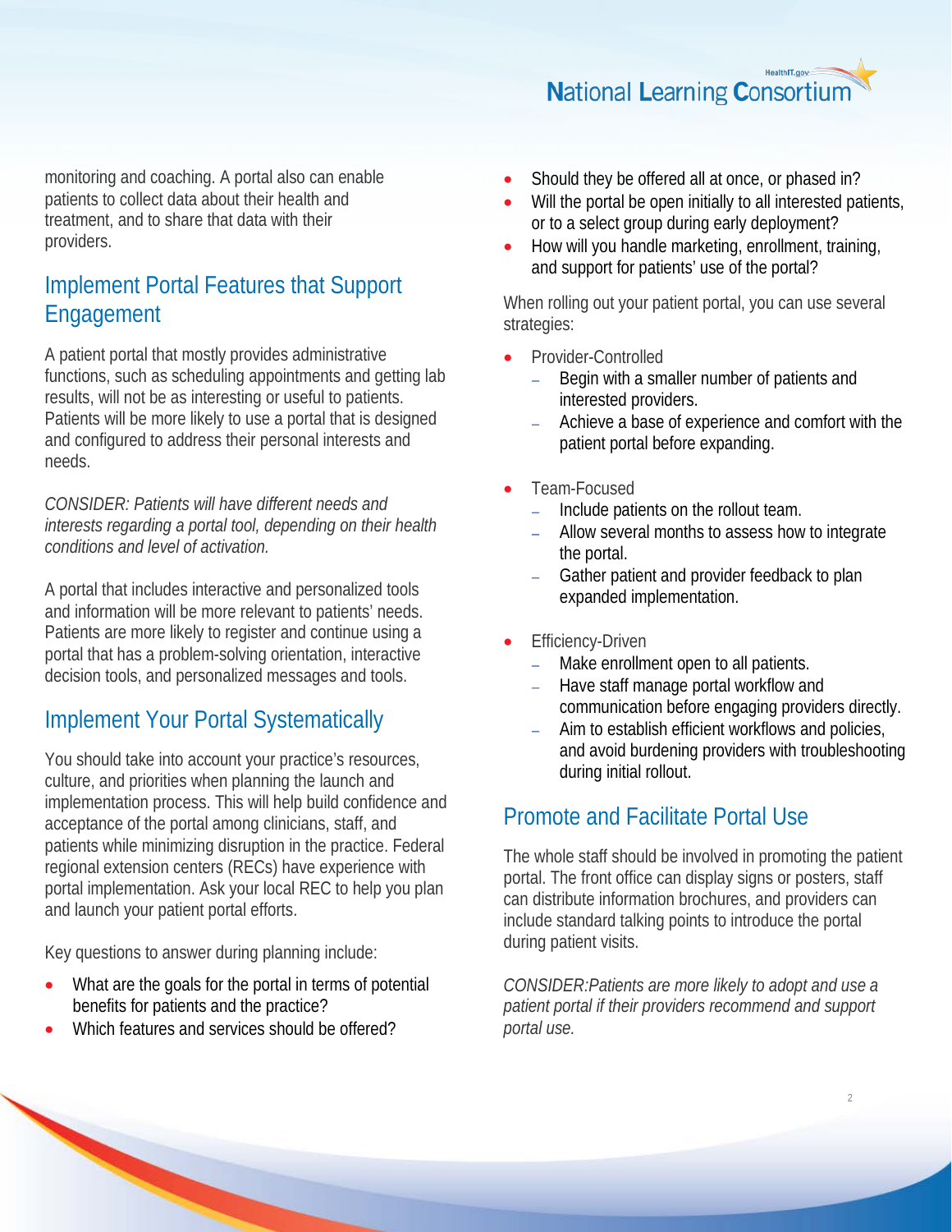monitoring and coaching. A portal also can enable patients to collect data about their health and treatment, and to share that data with their providers.

## Implement Portal Features that Support Engagement

A patient portal that mostly provides administrative functions, such as scheduling appointments and getting lab results, will not be as interesting or useful to patients. Patients will be more likely to use a portal that is designed and configured to address their personal interests and needs.

*CONSIDER: Patients will have different needs and interests regarding a portal tool, depending on their health conditions and level of activation.*

A portal that includes interactive and personalized tools and information will be more relevant to patients' needs. Patients are more likely to register and continue using a portal that has a problem-solving orientation, interactive decision tools, and personalized messages and tools.

## Implement Your Portal Systematically

You should take into account your practice's resources, culture, and priorities when planning the launch and implementation process. This will help build confidence and acceptance of the portal among clinicians, staff, and patients while minimizing disruption in the practice. Federal regional extension centers (RECs) have experience with portal implementation. Ask your local REC to help you plan and launch your patient portal efforts.

Key questions to answer during planning include:

- What are the goals for the portal in terms of potential benefits for patients and the practice?
- Which features and services should be offered?
- Should they be offered all at once, or phased in?
- Will the portal be open initially to all interested patients, or to a select group during early deployment?
- How will you handle marketing, enrollment, training, and support for patients' use of the portal?

When rolling out your patient portal, you can use several strategies:

- Provider-Controlled
  - Begin with a smaller number of patients and interested providers.
  - Achieve a base of experience and comfort with the patient portal before expanding.
- Team-Focused
  - Include patients on the rollout team.
  - Allow several months to assess how to integrate the portal.
  - Gather patient and provider feedback to plan expanded implementation.
- Efficiency-Driven
  - Make enrollment open to all patients.
  - Have staff manage portal workflow and communication before engaging providers directly.
  - Aim to establish efficient workflows and policies, and avoid burdening providers with troubleshooting during initial rollout.

## Promote and Facilitate Portal Use

The whole staff should be involved in promoting the patient portal. The front office can display signs or posters, staff can distribute information brochures, and providers can include standard talking points to introduce the portal during patient visits.

*CONSIDER:Patients are more likely to adopt and use a patient portal if their providers recommend and support portal use.*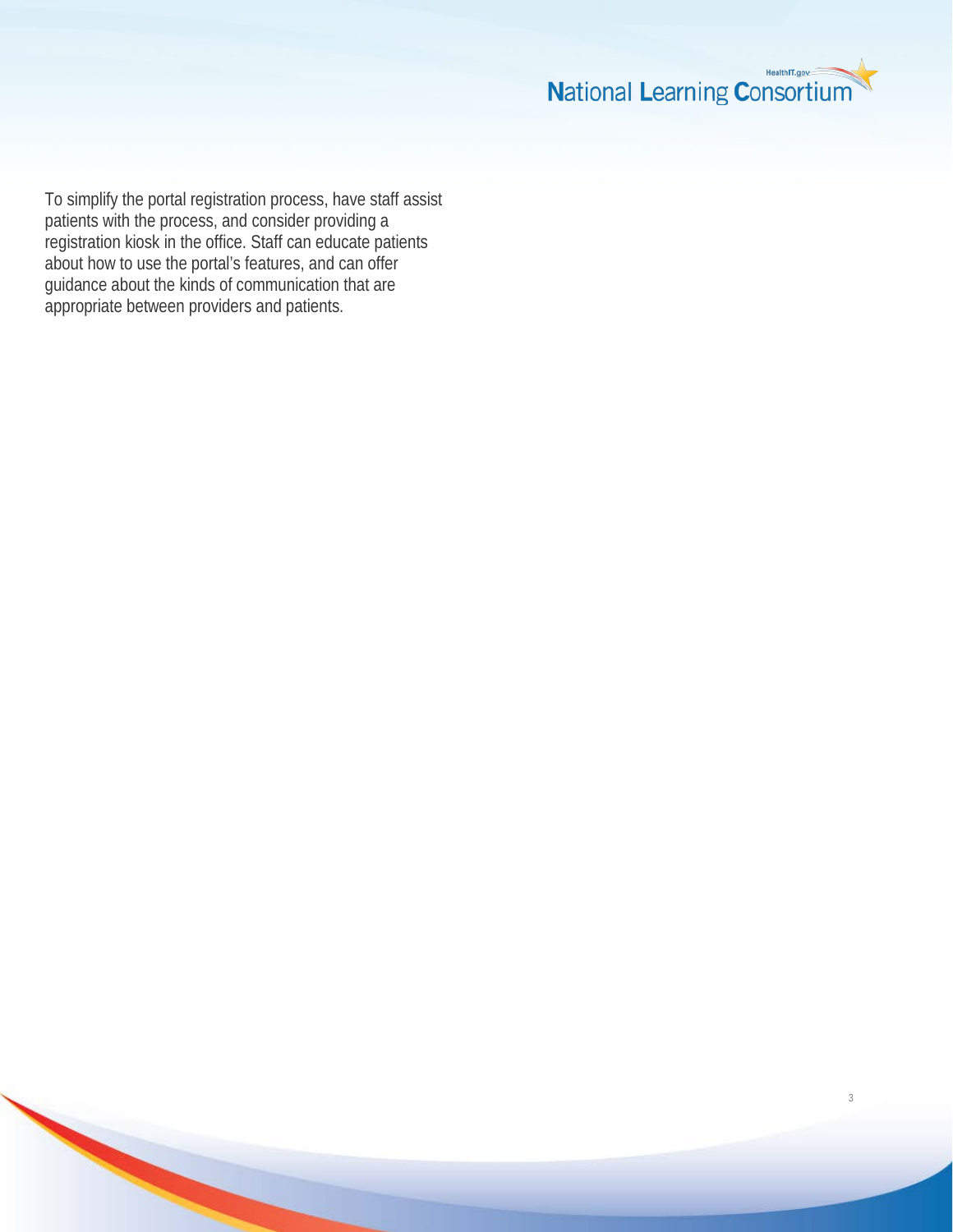To simplify the portal registration process, have staff assist patients with the process, and consider providing a registration kiosk in the office. Staff can educate patients about how to use the portal's features, and can offer guidance about the kinds of communication that are appropriate between providers and patients.